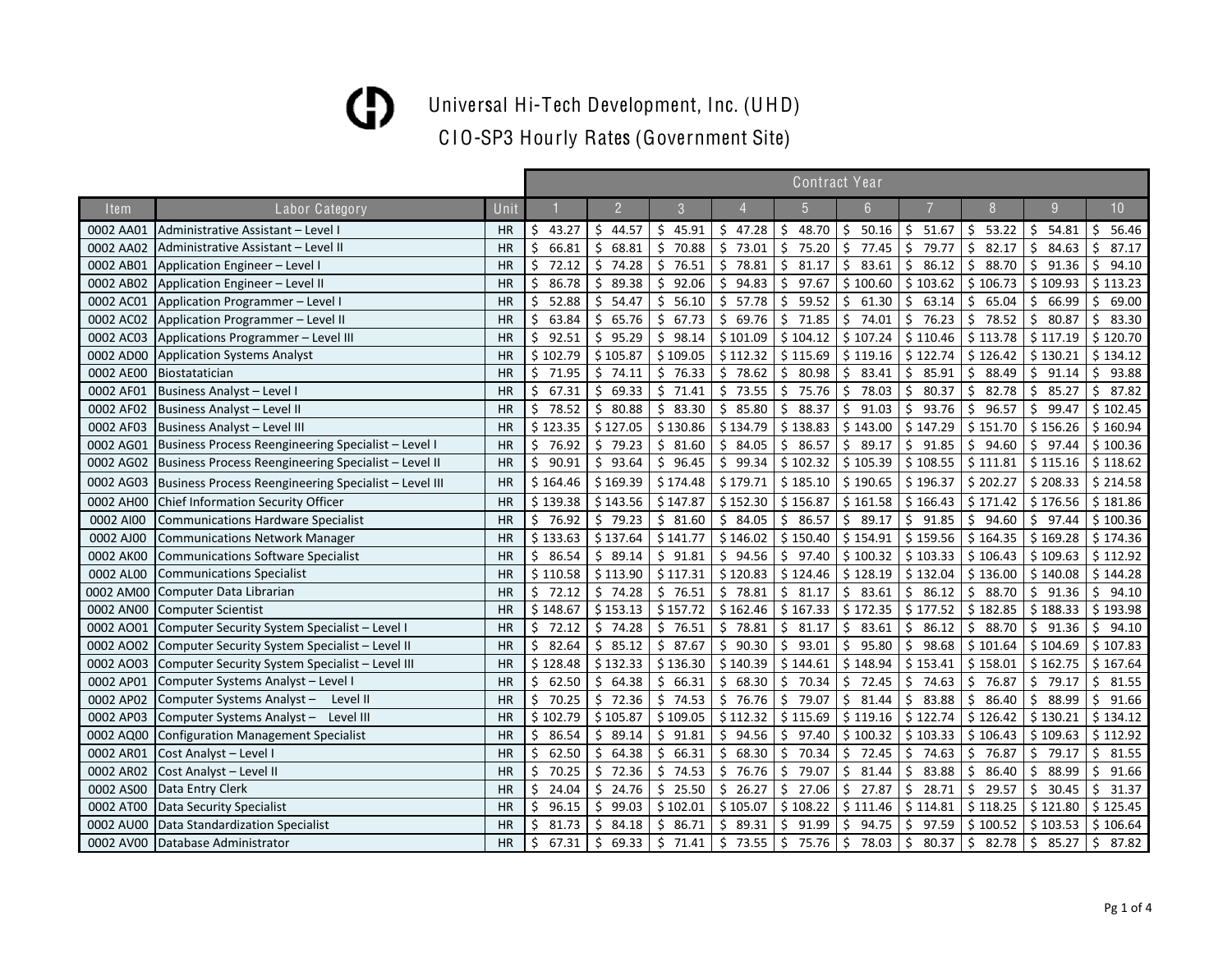# Universal Hi-Tech Development, Inc. (UHD)

## CIO-SP3 Hourly Rates (Government Site)

| Item | Labor Category | Unit | Contract Year | | | | | | | | | |
|---|---|---|---|---|---|---|---|---|---|---|---|---|
| | | | 1 | 2 | 3 | 4 | 5 | 6 | 7 | 8 | 9 | 10 |
| 0002 AA01 | Administrative Assistant – Level I | HR | $ 43.27 | $ 44.57 | $ 45.91 | $ 47.28 | $ 48.70 | $ 50.16 | $ 51.67 | $ 53.22 | $ 54.81 | $ 56.46 |
| 0002 AA02 | Administrative Assistant – Level II | HR | $ 66.81 | $ 68.81 | $ 70.88 | $ 73.01 | $ 75.20 | $ 77.45 | $ 79.77 | $ 82.17 | $ 84.63 | $ 87.17 |
| 0002 AB01 | Application Engineer – Level I | HR | $ 72.12 | $ 74.28 | $ 76.51 | $ 78.81 | $ 81.17 | $ 83.61 | $ 86.12 | $ 88.70 | $ 91.36 | $ 94.10 |
| 0002 AB02 | Application Engineer – Level II | HR | $ 86.78 | $ 89.38 | $ 92.06 | $ 94.83 | $ 97.67 | $ 100.60 | $ 103.62 | $ 106.73 | $ 109.93 | $ 113.23 |
| 0002 AC01 | Application Programmer – Level I | HR | $ 52.88 | $ 54.47 | $ 56.10 | $ 57.78 | $ 59.52 | $ 61.30 | $ 63.14 | $ 65.04 | $ 66.99 | $ 69.00 |
| 0002 AC02 | Application Programmer – Level II | HR | $ 63.84 | $ 65.76 | $ 67.73 | $ 69.76 | $ 71.85 | $ 74.01 | $ 76.23 | $ 78.52 | $ 80.87 | $ 83.30 |
| 0002 AC03 | Applications Programmer – Level III | HR | $ 92.51 | $ 95.29 | $ 98.14 | $ 101.09 | $ 104.12 | $ 107.24 | $ 110.46 | $ 113.78 | $ 117.19 | $ 120.70 |
| 0002 AD00 | Application Systems Analyst | HR | $ 102.79 | $ 105.87 | $ 109.05 | $ 112.32 | $ 115.69 | $ 119.16 | $ 122.74 | $ 126.42 | $ 130.21 | $ 134.12 |
| 0002 AE00 | Biostatatician | HR | $ 71.95 | $ 74.11 | $ 76.33 | $ 78.62 | $ 80.98 | $ 83.41 | $ 85.91 | $ 88.49 | $ 91.14 | $ 93.88 |
| 0002 AF01 | Business Analyst – Level I | HR | $ 67.31 | $ 69.33 | $ 71.41 | $ 73.55 | $ 75.76 | $ 78.03 | $ 80.37 | $ 82.78 | $ 85.27 | $ 87.82 |
| 0002 AF02 | Business Analyst – Level II | HR | $ 78.52 | $ 80.88 | $ 83.30 | $ 85.80 | $ 88.37 | $ 91.03 | $ 93.76 | $ 96.57 | $ 99.47 | $ 102.45 |
| 0002 AF03 | Business Analyst – Level III | HR | $ 123.35 | $ 127.05 | $ 130.86 | $ 134.79 | $ 138.83 | $ 143.00 | $ 147.29 | $ 151.70 | $ 156.26 | $ 160.94 |
| 0002 AG01 | Business Process Reengineering Specialist – Level I | HR | $ 76.92 | $ 79.23 | $ 81.60 | $ 84.05 | $ 86.57 | $ 89.17 | $ 91.85 | $ 94.60 | $ 97.44 | $ 100.36 |
| 0002 AG02 | Business Process Reengineering Specialist – Level II | HR | $ 90.91 | $ 93.64 | $ 96.45 | $ 99.34 | $ 102.32 | $ 105.39 | $ 108.55 | $ 111.81 | $ 115.16 | $ 118.62 |
| 0002 AG03 | Business Process Reengineering Specialist – Level III | HR | $ 164.46 | $ 169.39 | $ 174.48 | $ 179.71 | $ 185.10 | $ 190.65 | $ 196.37 | $ 202.27 | $ 208.33 | $ 214.58 |
| 0002 AH00 | Chief Information Security Officer | HR | $ 139.38 | $ 143.56 | $ 147.87 | $ 152.30 | $ 156.87 | $ 161.58 | $ 166.43 | $ 171.42 | $ 176.56 | $ 181.86 |
| 0002 AI00 | Communications Hardware Specialist | HR | $ 76.92 | $ 79.23 | $ 81.60 | $ 84.05 | $ 86.57 | $ 89.17 | $ 91.85 | $ 94.60 | $ 97.44 | $ 100.36 |
| 0002 AJ00 | Communications Network Manager | HR | $ 133.63 | $ 137.64 | $ 141.77 | $ 146.02 | $ 150.40 | $ 154.91 | $ 159.56 | $ 164.35 | $ 169.28 | $ 174.36 |
| 0002 AK00 | Communications Software Specialist | HR | $ 86.54 | $ 89.14 | $ 91.81 | $ 94.56 | $ 97.40 | $ 100.32 | $ 103.33 | $ 106.43 | $ 109.63 | $ 112.92 |
| 0002 AL00 | Communications Specialist | HR | $ 110.58 | $ 113.90 | $ 117.31 | $ 120.83 | $ 124.46 | $ 128.19 | $ 132.04 | $ 136.00 | $ 140.08 | $ 144.28 |
| 0002 AM00 | Computer Data Librarian | HR | $ 72.12 | $ 74.28 | $ 76.51 | $ 78.81 | $ 81.17 | $ 83.61 | $ 86.12 | $ 88.70 | $ 91.36 | $ 94.10 |
| 0002 AN00 | Computer Scientist | HR | $ 148.67 | $ 153.13 | $ 157.72 | $ 162.46 | $ 167.33 | $ 172.35 | $ 177.52 | $ 182.85 | $ 188.33 | $ 193.98 |
| 0002 AO01 | Computer Security System Specialist – Level I | HR | $ 72.12 | $ 74.28 | $ 76.51 | $ 78.81 | $ 81.17 | $ 83.61 | $ 86.12 | $ 88.70 | $ 91.36 | $ 94.10 |
| 0002 AO02 | Computer Security System Specialist – Level II | HR | $ 82.64 | $ 85.12 | $ 87.67 | $ 90.30 | $ 93.01 | $ 95.80 | $ 98.68 | $ 101.64 | $ 104.69 | $ 107.83 |
| 0002 AO03 | Computer Security System Specialist – Level III | HR | $ 128.48 | $ 132.33 | $ 136.30 | $ 140.39 | $ 144.61 | $ 148.94 | $ 153.41 | $ 158.01 | $ 162.75 | $ 167.64 |
| 0002 AP01 | Computer Systems Analyst – Level I | HR | $ 62.50 | $ 64.38 | $ 66.31 | $ 68.30 | $ 70.34 | $ 72.45 | $ 74.63 | $ 76.87 | $ 79.17 | $ 81.55 |
| 0002 AP02 | Computer Systems Analyst – Level II | HR | $ 70.25 | $ 72.36 | $ 74.53 | $ 76.76 | $ 79.07 | $ 81.44 | $ 83.88 | $ 86.40 | $ 88.99 | $ 91.66 |
| 0002 AP03 | Computer Systems Analyst – Level III | HR | $ 102.79 | $ 105.87 | $ 109.05 | $ 112.32 | $ 115.69 | $ 119.16 | $ 122.74 | $ 126.42 | $ 130.21 | $ 134.12 |
| 0002 AQ00 | Configuration Management Specialist | HR | $ 86.54 | $ 89.14 | $ 91.81 | $ 94.56 | $ 97.40 | $ 100.32 | $ 103.33 | $ 106.43 | $ 109.63 | $ 112.92 |
| 0002 AR01 | Cost Analyst – Level I | HR | $ 62.50 | $ 64.38 | $ 66.31 | $ 68.30 | $ 70.34 | $ 72.45 | $ 74.63 | $ 76.87 | $ 79.17 | $ 81.55 |
| 0002 AR02 | Cost Analyst – Level II | HR | $ 70.25 | $ 72.36 | $ 74.53 | $ 76.76 | $ 79.07 | $ 81.44 | $ 83.88 | $ 86.40 | $ 88.99 | $ 91.66 |
| 0002 AS00 | Data Entry Clerk | HR | $ 24.04 | $ 24.76 | $ 25.50 | $ 26.27 | $ 27.06 | $ 27.87 | $ 28.71 | $ 29.57 | $ 30.45 | $ 31.37 |
| 0002 AT00 | Data Security Specialist | HR | $ 96.15 | $ 99.03 | $ 102.01 | $ 105.07 | $ 108.22 | $ 111.46 | $ 114.81 | $ 118.25 | $ 121.80 | $ 125.45 |
| 0002 AU00 | Data Standardization Specialist | HR | $ 81.73 | $ 84.18 | $ 86.71 | $ 89.31 | $ 91.99 | $ 94.75 | $ 97.59 | $ 100.52 | $ 103.53 | $ 106.64 |
| 0002 AV00 | Database Administrator | HR | $ 67.31 | $ 69.33 | $ 71.41 | $ 73.55 | $ 75.76 | $ 78.03 | $ 80.37 | $ 82.78 | $ 85.27 | $ 87.82 |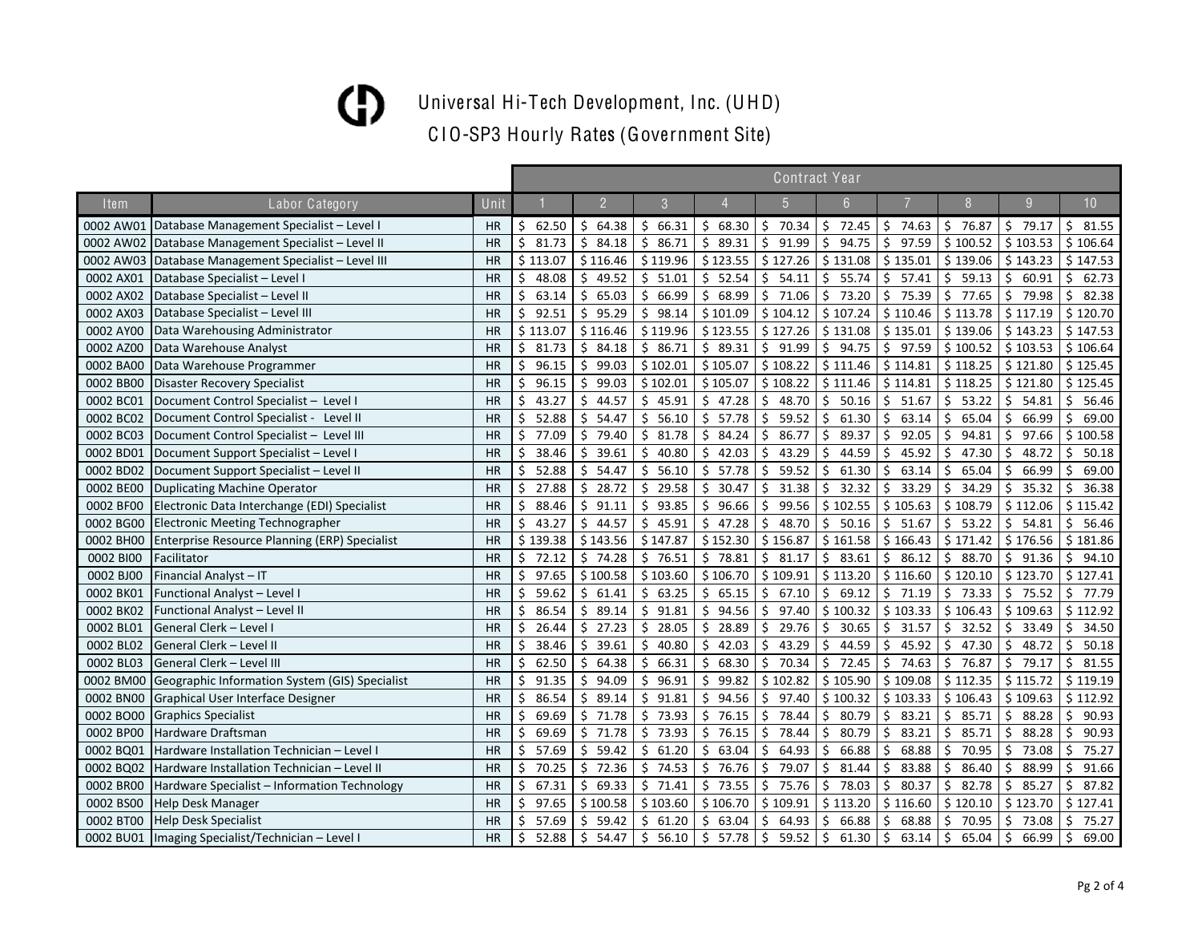# Universal Hi-Tech Development, Inc. (UHD)

## CIO-SP3 Hourly Rates (Government Site)

| Item | Labor Category | Unit | Contract Year 1 | 2 | 3 | 4 | 5 | 6 | 7 | 8 | 9 | 10 |
|---|---|---|---|---|---|---|---|---|---|---|---|---|
| 0002 AW01 | Database Management Specialist – Level I | HR | $ 62.50 | $ 64.38 | $ 66.31 | $ 68.30 | $ 70.34 | $ 72.45 | $ 74.63 | $ 76.87 | $ 79.17 | $ 81.55 |
| 0002 AW02 | Database Management Specialist – Level II | HR | $ 81.73 | $ 84.18 | $ 86.71 | $ 89.31 | $ 91.99 | $ 94.75 | $ 97.59 | $ 100.52 | $ 103.53 | $ 106.64 |
| 0002 AW03 | Database Management Specialist – Level III | HR | $ 113.07 | $ 116.46 | $ 119.96 | $ 123.55 | $ 127.26 | $ 131.08 | $ 135.01 | $ 139.06 | $ 143.23 | $ 147.53 |
| 0002 AX01 | Database Specialist – Level I | HR | $ 48.08 | $ 49.52 | $ 51.01 | $ 52.54 | $ 54.11 | $ 55.74 | $ 57.41 | $ 59.13 | $ 60.91 | $ 62.73 |
| 0002 AX02 | Database Specialist – Level II | HR | $ 63.14 | $ 65.03 | $ 66.99 | $ 68.99 | $ 71.06 | $ 73.20 | $ 75.39 | $ 77.65 | $ 79.98 | $ 82.38 |
| 0002 AX03 | Database Specialist – Level III | HR | $ 92.51 | $ 95.29 | $ 98.14 | $ 101.09 | $ 104.12 | $ 107.24 | $ 110.46 | $ 113.78 | $ 117.19 | $ 120.70 |
| 0002 AY00 | Data Warehousing Administrator | HR | $ 113.07 | $ 116.46 | $ 119.96 | $ 123.55 | $ 127.26 | $ 131.08 | $ 135.01 | $ 139.06 | $ 143.23 | $ 147.53 |
| 0002 AZ00 | Data Warehouse Analyst | HR | $ 81.73 | $ 84.18 | $ 86.71 | $ 89.31 | $ 91.99 | $ 94.75 | $ 97.59 | $ 100.52 | $ 103.53 | $ 106.64 |
| 0002 BA00 | Data Warehouse Programmer | HR | $ 96.15 | $ 99.03 | $ 102.01 | $ 105.07 | $ 108.22 | $ 111.46 | $ 114.81 | $ 118.25 | $ 121.80 | $ 125.45 |
| 0002 BB00 | Disaster Recovery Specialist | HR | $ 96.15 | $ 99.03 | $ 102.01 | $ 105.07 | $ 108.22 | $ 111.46 | $ 114.81 | $ 118.25 | $ 121.80 | $ 125.45 |
| 0002 BC01 | Document Control Specialist – Level I | HR | $ 43.27 | $ 44.57 | $ 45.91 | $ 47.28 | $ 48.70 | $ 50.16 | $ 51.67 | $ 53.22 | $ 54.81 | $ 56.46 |
| 0002 BC02 | Document Control Specialist - Level II | HR | $ 52.88 | $ 54.47 | $ 56.10 | $ 57.78 | $ 59.52 | $ 61.30 | $ 63.14 | $ 65.04 | $ 66.99 | $ 69.00 |
| 0002 BC03 | Document Control Specialist – Level III | HR | $ 77.09 | $ 79.40 | $ 81.78 | $ 84.24 | $ 86.77 | $ 89.37 | $ 92.05 | $ 94.81 | $ 97.66 | $ 100.58 |
| 0002 BD01 | Document Support Specialist – Level I | HR | $ 38.46 | $ 39.61 | $ 40.80 | $ 42.03 | $ 43.29 | $ 44.59 | $ 45.92 | $ 47.30 | $ 48.72 | $ 50.18 |
| 0002 BD02 | Document Support Specialist – Level II | HR | $ 52.88 | $ 54.47 | $ 56.10 | $ 57.78 | $ 59.52 | $ 61.30 | $ 63.14 | $ 65.04 | $ 66.99 | $ 69.00 |
| 0002 BE00 | Duplicating Machine Operator | HR | $ 27.88 | $ 28.72 | $ 29.58 | $ 30.47 | $ 31.38 | $ 32.32 | $ 33.29 | $ 34.29 | $ 35.32 | $ 36.38 |
| 0002 BF00 | Electronic Data Interchange (EDI) Specialist | HR | $ 88.46 | $ 91.11 | $ 93.85 | $ 96.66 | $ 99.56 | $ 102.55 | $ 105.63 | $ 108.79 | $ 112.06 | $ 115.42 |
| 0002 BG00 | Electronic Meeting Technographer | HR | $ 43.27 | $ 44.57 | $ 45.91 | $ 47.28 | $ 48.70 | $ 50.16 | $ 51.67 | $ 53.22 | $ 54.81 | $ 56.46 |
| 0002 BH00 | Enterprise Resource Planning (ERP) Specialist | HR | $ 139.38 | $ 143.56 | $ 147.87 | $ 152.30 | $ 156.87 | $ 161.58 | $ 166.43 | $ 171.42 | $ 176.56 | $ 181.86 |
| 0002 BI00 | Facilitator | HR | $ 72.12 | $ 74.28 | $ 76.51 | $ 78.81 | $ 81.17 | $ 83.61 | $ 86.12 | $ 88.70 | $ 91.36 | $ 94.10 |
| 0002 BJ00 | Financial Analyst – IT | HR | $ 97.65 | $ 100.58 | $ 103.60 | $ 106.70 | $ 109.91 | $ 113.20 | $ 116.60 | $ 120.10 | $ 123.70 | $ 127.41 |
| 0002 BK01 | Functional Analyst – Level I | HR | $ 59.62 | $ 61.41 | $ 63.25 | $ 65.15 | $ 67.10 | $ 69.12 | $ 71.19 | $ 73.33 | $ 75.52 | $ 77.79 |
| 0002 BK02 | Functional Analyst – Level II | HR | $ 86.54 | $ 89.14 | $ 91.81 | $ 94.56 | $ 97.40 | $ 100.32 | $ 103.33 | $ 106.43 | $ 109.63 | $ 112.92 |
| 0002 BL01 | General Clerk – Level I | HR | $ 26.44 | $ 27.23 | $ 28.05 | $ 28.89 | $ 29.76 | $ 30.65 | $ 31.57 | $ 32.52 | $ 33.49 | $ 34.50 |
| 0002 BL02 | General Clerk – Level II | HR | $ 38.46 | $ 39.61 | $ 40.80 | $ 42.03 | $ 43.29 | $ 44.59 | $ 45.92 | $ 47.30 | $ 48.72 | $ 50.18 |
| 0002 BL03 | General Clerk – Level III | HR | $ 62.50 | $ 64.38 | $ 66.31 | $ 68.30 | $ 70.34 | $ 72.45 | $ 74.63 | $ 76.87 | $ 79.17 | $ 81.55 |
| 0002 BM00 | Geographic Information System (GIS) Specialist | HR | $ 91.35 | $ 94.09 | $ 96.91 | $ 99.82 | $ 102.82 | $ 105.90 | $ 109.08 | $ 112.35 | $ 115.72 | $ 119.19 |
| 0002 BN00 | Graphical User Interface Designer | HR | $ 86.54 | $ 89.14 | $ 91.81 | $ 94.56 | $ 97.40 | $ 100.32 | $ 103.33 | $ 106.43 | $ 109.63 | $ 112.92 |
| 0002 BO00 | Graphics Specialist | HR | $ 69.69 | $ 71.78 | $ 73.93 | $ 76.15 | $ 78.44 | $ 80.79 | $ 83.21 | $ 85.71 | $ 88.28 | $ 90.93 |
| 0002 BP00 | Hardware Draftsman | HR | $ 69.69 | $ 71.78 | $ 73.93 | $ 76.15 | $ 78.44 | $ 80.79 | $ 83.21 | $ 85.71 | $ 88.28 | $ 90.93 |
| 0002 BQ01 | Hardware Installation Technician – Level I | HR | $ 57.69 | $ 59.42 | $ 61.20 | $ 63.04 | $ 64.93 | $ 66.88 | $ 68.88 | $ 70.95 | $ 73.08 | $ 75.27 |
| 0002 BQ02 | Hardware Installation Technician – Level II | HR | $ 70.25 | $ 72.36 | $ 74.53 | $ 76.76 | $ 79.07 | $ 81.44 | $ 83.88 | $ 86.40 | $ 88.99 | $ 91.66 |
| 0002 BR00 | Hardware Specialist – Information Technology | HR | $ 67.31 | $ 69.33 | $ 71.41 | $ 73.55 | $ 75.76 | $ 78.03 | $ 80.37 | $ 82.78 | $ 85.27 | $ 87.82 |
| 0002 BS00 | Help Desk Manager | HR | $ 97.65 | $ 100.58 | $ 103.60 | $ 106.70 | $ 109.91 | $ 113.20 | $ 116.60 | $ 120.10 | $ 123.70 | $ 127.41 |
| 0002 BT00 | Help Desk Specialist | HR | $ 57.69 | $ 59.42 | $ 61.20 | $ 63.04 | $ 64.93 | $ 66.88 | $ 68.88 | $ 70.95 | $ 73.08 | $ 75.27 |
| 0002 BU01 | Imaging Specialist/Technician – Level I | HR | $ 52.88 | $ 54.47 | $ 56.10 | $ 57.78 | $ 59.52 | $ 61.30 | $ 63.14 | $ 65.04 | $ 66.99 | $ 69.00 |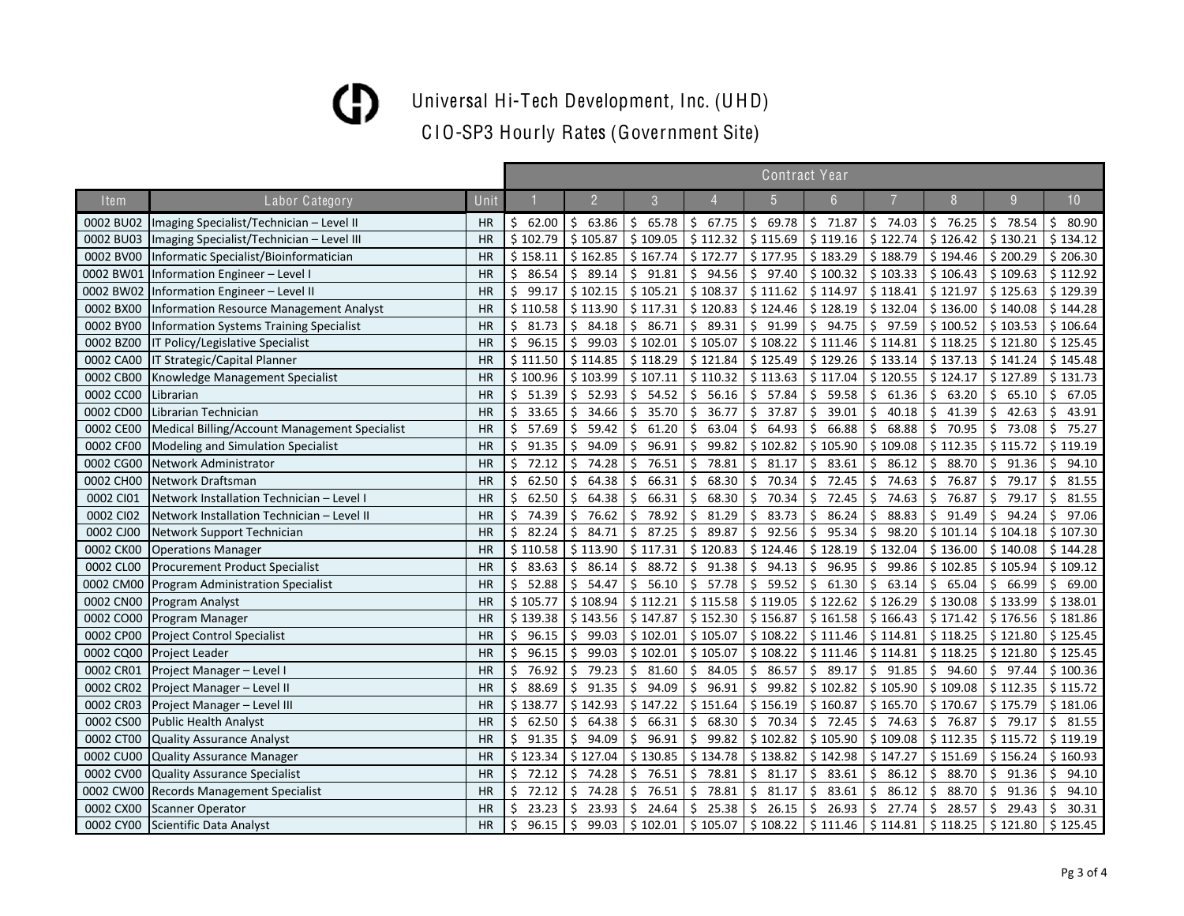# Universal Hi-Tech Development, Inc. (UHD)

## CIO-SP3 Hourly Rates (Government Site)

| | | | Contract Year | | | | | | | | | |
|---|---|---|---|---|---|---|---|---|---|---|---|---|
| Item | Labor Category | Unit | 1 | 2 | 3 | 4 | 5 | 6 | 7 | 8 | 9 | 10 |
| 0002 BU02 | Imaging Specialist/Technician – Level II | HR | $ 62.00 | $ 63.86 | $ 65.78 | $ 67.75 | $ 69.78 | $ 71.87 | $ 74.03 | $ 76.25 | $ 78.54 | $ 80.90 |
| 0002 BU03 | Imaging Specialist/Technician – Level III | HR | $ 102.79 | $ 105.87 | $ 109.05 | $ 112.32 | $ 115.69 | $ 119.16 | $ 122.74 | $ 126.42 | $ 130.21 | $ 134.12 |
| 0002 BV00 | Informatic Specialist/Bioinformatician | HR | $ 158.11 | $ 162.85 | $ 167.74 | $ 172.77 | $ 177.95 | $ 183.29 | $ 188.79 | $ 194.46 | $ 200.29 | $ 206.30 |
| 0002 BW01 | Information Engineer – Level I | HR | $ 86.54 | $ 89.14 | $ 91.81 | $ 94.56 | $ 97.40 | $ 100.32 | $ 103.33 | $ 106.43 | $ 109.63 | $ 112.92 |
| 0002 BW02 | Information Engineer – Level II | HR | $ 99.17 | $ 102.15 | $ 105.21 | $ 108.37 | $ 111.62 | $ 114.97 | $ 118.41 | $ 121.97 | $ 125.63 | $ 129.39 |
| 0002 BX00 | Information Resource Management Analyst | HR | $ 110.58 | $ 113.90 | $ 117.31 | $ 120.83 | $ 124.46 | $ 128.19 | $ 132.04 | $ 136.00 | $ 140.08 | $ 144.28 |
| 0002 BY00 | Information Systems Training Specialist | HR | $ 81.73 | $ 84.18 | $ 86.71 | $ 89.31 | $ 91.99 | $ 94.75 | $ 97.59 | $ 100.52 | $ 103.53 | $ 106.64 |
| 0002 BZ00 | IT Policy/Legislative Specialist | HR | $ 96.15 | $ 99.03 | $ 102.01 | $ 105.07 | $ 108.22 | $ 111.46 | $ 114.81 | $ 118.25 | $ 121.80 | $ 125.45 |
| 0002 CA00 | IT Strategic/Capital Planner | HR | $ 111.50 | $ 114.85 | $ 118.29 | $ 121.84 | $ 125.49 | $ 129.26 | $ 133.14 | $ 137.13 | $ 141.24 | $ 145.48 |
| 0002 CB00 | Knowledge Management Specialist | HR | $ 100.96 | $ 103.99 | $ 107.11 | $ 110.32 | $ 113.63 | $ 117.04 | $ 120.55 | $ 124.17 | $ 127.89 | $ 131.73 |
| 0002 CC00 | Librarian | HR | $ 51.39 | $ 52.93 | $ 54.52 | $ 56.16 | $ 57.84 | $ 59.58 | $ 61.36 | $ 63.20 | $ 65.10 | $ 67.05 |
| 0002 CD00 | Librarian Technician | HR | $ 33.65 | $ 34.66 | $ 35.70 | $ 36.77 | $ 37.87 | $ 39.01 | $ 40.18 | $ 41.39 | $ 42.63 | $ 43.91 |
| 0002 CE00 | Medical Billing/Account Management Specialist | HR | $ 57.69 | $ 59.42 | $ 61.20 | $ 63.04 | $ 64.93 | $ 66.88 | $ 68.88 | $ 70.95 | $ 73.08 | $ 75.27 |
| 0002 CF00 | Modeling and Simulation Specialist | HR | $ 91.35 | $ 94.09 | $ 96.91 | $ 99.82 | $ 102.82 | $ 105.90 | $ 109.08 | $ 112.35 | $ 115.72 | $ 119.19 |
| 0002 CG00 | Network Administrator | HR | $ 72.12 | $ 74.28 | $ 76.51 | $ 78.81 | $ 81.17 | $ 83.61 | $ 86.12 | $ 88.70 | $ 91.36 | $ 94.10 |
| 0002 CH00 | Network Draftsman | HR | $ 62.50 | $ 64.38 | $ 66.31 | $ 68.30 | $ 70.34 | $ 72.45 | $ 74.63 | $ 76.87 | $ 79.17 | $ 81.55 |
| 0002 CI01 | Network Installation Technician – Level I | HR | $ 62.50 | $ 64.38 | $ 66.31 | $ 68.30 | $ 70.34 | $ 72.45 | $ 74.63 | $ 76.87 | $ 79.17 | $ 81.55 |
| 0002 CI02 | Network Installation Technician – Level II | HR | $ 74.39 | $ 76.62 | $ 78.92 | $ 81.29 | $ 83.73 | $ 86.24 | $ 88.83 | $ 91.49 | $ 94.24 | $ 97.06 |
| 0002 CJ00 | Network Support Technician | HR | $ 82.24 | $ 84.71 | $ 87.25 | $ 89.87 | $ 92.56 | $ 95.34 | $ 98.20 | $ 101.14 | $ 104.18 | $ 107.30 |
| 0002 CK00 | Operations Manager | HR | $ 110.58 | $ 113.90 | $ 117.31 | $ 120.83 | $ 124.46 | $ 128.19 | $ 132.04 | $ 136.00 | $ 140.08 | $ 144.28 |
| 0002 CL00 | Procurement Product Specialist | HR | $ 83.63 | $ 86.14 | $ 88.72 | $ 91.38 | $ 94.13 | $ 96.95 | $ 99.86 | $ 102.85 | $ 105.94 | $ 109.12 |
| 0002 CM00 | Program Administration Specialist | HR | $ 52.88 | $ 54.47 | $ 56.10 | $ 57.78 | $ 59.52 | $ 61.30 | $ 63.14 | $ 65.04 | $ 66.99 | $ 69.00 |
| 0002 CN00 | Program Analyst | HR | $ 105.77 | $ 108.94 | $ 112.21 | $ 115.58 | $ 119.05 | $ 122.62 | $ 126.29 | $ 130.08 | $ 133.99 | $ 138.01 |
| 0002 CO00 | Program Manager | HR | $ 139.38 | $ 143.56 | $ 147.87 | $ 152.30 | $ 156.87 | $ 161.58 | $ 166.43 | $ 171.42 | $ 176.56 | $ 181.86 |
| 0002 CP00 | Project Control Specialist | HR | $ 96.15 | $ 99.03 | $ 102.01 | $ 105.07 | $ 108.22 | $ 111.46 | $ 114.81 | $ 118.25 | $ 121.80 | $ 125.45 |
| 0002 CQ00 | Project Leader | HR | $ 96.15 | $ 99.03 | $ 102.01 | $ 105.07 | $ 108.22 | $ 111.46 | $ 114.81 | $ 118.25 | $ 121.80 | $ 125.45 |
| 0002 CR01 | Project Manager – Level I | HR | $ 76.92 | $ 79.23 | $ 81.60 | $ 84.05 | $ 86.57 | $ 89.17 | $ 91.85 | $ 94.60 | $ 97.44 | $ 100.36 |
| 0002 CR02 | Project Manager – Level II | HR | $ 88.69 | $ 91.35 | $ 94.09 | $ 96.91 | $ 99.82 | $ 102.82 | $ 105.90 | $ 109.08 | $ 112.35 | $ 115.72 |
| 0002 CR03 | Project Manager – Level III | HR | $ 138.77 | $ 142.93 | $ 147.22 | $ 151.64 | $ 156.19 | $ 160.87 | $ 165.70 | $ 170.67 | $ 175.79 | $ 181.06 |
| 0002 CS00 | Public Health Analyst | HR | $ 62.50 | $ 64.38 | $ 66.31 | $ 68.30 | $ 70.34 | $ 72.45 | $ 74.63 | $ 76.87 | $ 79.17 | $ 81.55 |
| 0002 CT00 | Quality Assurance Analyst | HR | $ 91.35 | $ 94.09 | $ 96.91 | $ 99.82 | $ 102.82 | $ 105.90 | $ 109.08 | $ 112.35 | $ 115.72 | $ 119.19 |
| 0002 CU00 | Quality Assurance Manager | HR | $ 123.34 | $ 127.04 | $ 130.85 | $ 134.78 | $ 138.82 | $ 142.98 | $ 147.27 | $ 151.69 | $ 156.24 | $ 160.93 |
| 0002 CV00 | Quality Assurance Specialist | HR | $ 72.12 | $ 74.28 | $ 76.51 | $ 78.81 | $ 81.17 | $ 83.61 | $ 86.12 | $ 88.70 | $ 91.36 | $ 94.10 |
| 0002 CW00 | Records Management Specialist | HR | $ 72.12 | $ 74.28 | $ 76.51 | $ 78.81 | $ 81.17 | $ 83.61 | $ 86.12 | $ 88.70 | $ 91.36 | $ 94.10 |
| 0002 CX00 | Scanner Operator | HR | $ 23.23 | $ 23.93 | $ 24.64 | $ 25.38 | $ 26.15 | $ 26.93 | $ 27.74 | $ 28.57 | $ 29.43 | $ 30.31 |
| 0002 CY00 | Scientific Data Analyst | HR | $ 96.15 | $ 99.03 | $ 102.01 | $ 105.07 | $ 108.22 | $ 111.46 | $ 114.81 | $ 118.25 | $ 121.80 | $ 125.45 |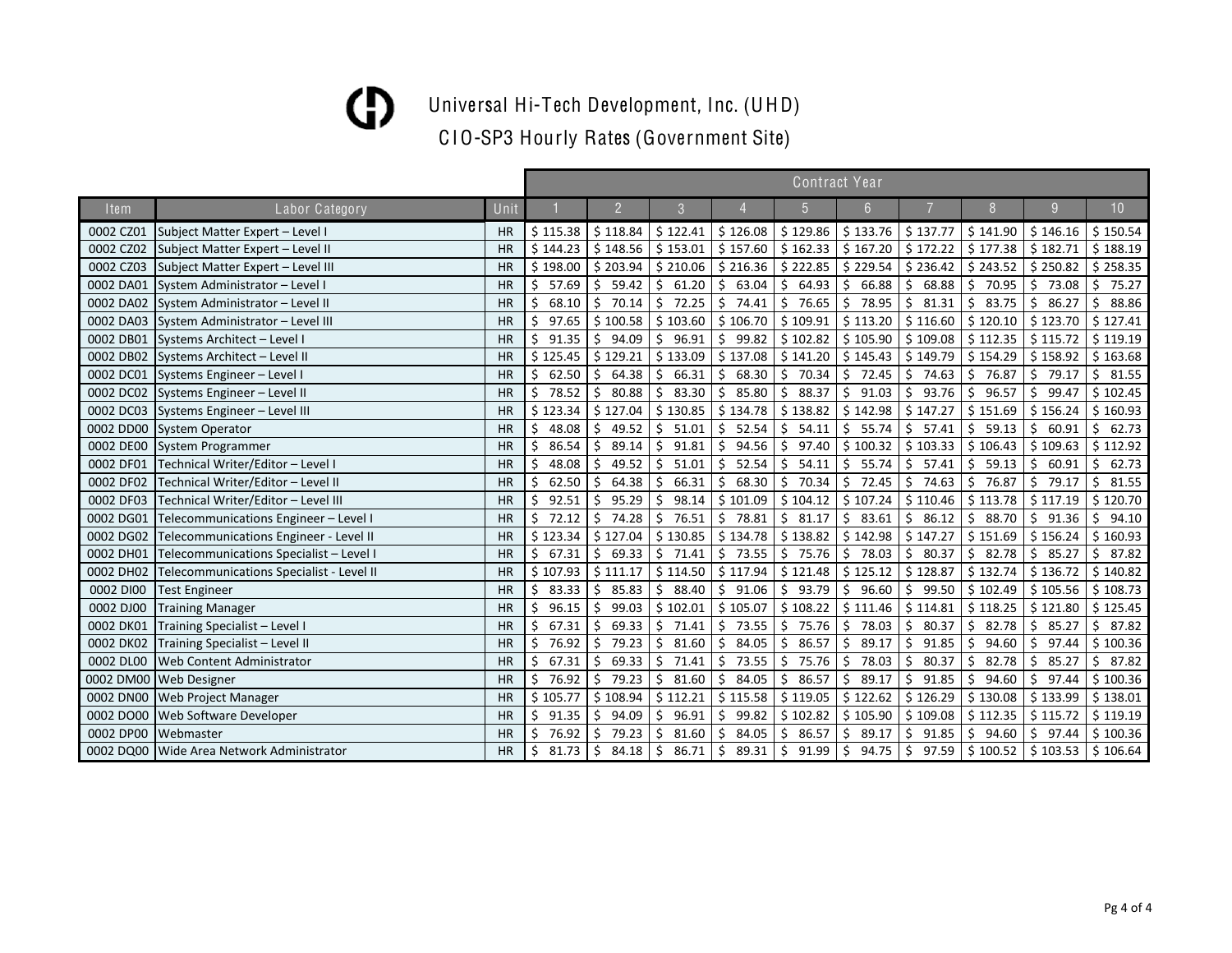# Universal Hi-Tech Development, Inc. (UHD)

## CIO-SP3 Hourly Rates (Government Site)

| | | | Contract Year | | | | | | | | | |
|---|---|---|---|---|---|---|---|---|---|---|---|---|
| Item | Labor Category | Unit | 1 | 2 | 3 | 4 | 5 | 6 | 7 | 8 | 9 | 10 |
| 0002 CZ01 | Subject Matter Expert – Level I | HR | $ 115.38 | $ 118.84 | $ 122.41 | $ 126.08 | $ 129.86 | $ 133.76 | $ 137.77 | $ 141.90 | $ 146.16 | $ 150.54 |
| 0002 CZ02 | Subject Matter Expert – Level II | HR | $ 144.23 | $ 148.56 | $ 153.01 | $ 157.60 | $ 162.33 | $ 167.20 | $ 172.22 | $ 177.38 | $ 182.71 | $ 188.19 |
| 0002 CZ03 | Subject Matter Expert – Level III | HR | $ 198.00 | $ 203.94 | $ 210.06 | $ 216.36 | $ 222.85 | $ 229.54 | $ 236.42 | $ 243.52 | $ 250.82 | $ 258.35 |
| 0002 DA01 | System Administrator – Level I | HR | $ 57.69 | $ 59.42 | $ 61.20 | $ 63.04 | $ 64.93 | $ 66.88 | $ 68.88 | $ 70.95 | $ 73.08 | $ 75.27 |
| 0002 DA02 | System Administrator – Level II | HR | $ 68.10 | $ 70.14 | $ 72.25 | $ 74.41 | $ 76.65 | $ 78.95 | $ 81.31 | $ 83.75 | $ 86.27 | $ 88.86 |
| 0002 DA03 | System Administrator – Level III | HR | $ 97.65 | $ 100.58 | $ 103.60 | $ 106.70 | $ 109.91 | $ 113.20 | $ 116.60 | $ 120.10 | $ 123.70 | $ 127.41 |
| 0002 DB01 | Systems Architect – Level I | HR | $ 91.35 | $ 94.09 | $ 96.91 | $ 99.82 | $ 102.82 | $ 105.90 | $ 109.08 | $ 112.35 | $ 115.72 | $ 119.19 |
| 0002 DB02 | Systems Architect – Level II | HR | $ 125.45 | $ 129.21 | $ 133.09 | $ 137.08 | $ 141.20 | $ 145.43 | $ 149.79 | $ 154.29 | $ 158.92 | $ 163.68 |
| 0002 DC01 | Systems Engineer – Level I | HR | $ 62.50 | $ 64.38 | $ 66.31 | $ 68.30 | $ 70.34 | $ 72.45 | $ 74.63 | $ 76.87 | $ 79.17 | $ 81.55 |
| 0002 DC02 | Systems Engineer – Level II | HR | $ 78.52 | $ 80.88 | $ 83.30 | $ 85.80 | $ 88.37 | $ 91.03 | $ 93.76 | $ 96.57 | $ 99.47 | $ 102.45 |
| 0002 DC03 | Systems Engineer – Level III | HR | $ 123.34 | $ 127.04 | $ 130.85 | $ 134.78 | $ 138.82 | $ 142.98 | $ 147.27 | $ 151.69 | $ 156.24 | $ 160.93 |
| 0002 DD00 | System Operator | HR | $ 48.08 | $ 49.52 | $ 51.01 | $ 52.54 | $ 54.11 | $ 55.74 | $ 57.41 | $ 59.13 | $ 60.91 | $ 62.73 |
| 0002 DE00 | System Programmer | HR | $ 86.54 | $ 89.14 | $ 91.81 | $ 94.56 | $ 97.40 | $ 100.32 | $ 103.33 | $ 106.43 | $ 109.63 | $ 112.92 |
| 0002 DF01 | Technical Writer/Editor – Level I | HR | $ 48.08 | $ 49.52 | $ 51.01 | $ 52.54 | $ 54.11 | $ 55.74 | $ 57.41 | $ 59.13 | $ 60.91 | $ 62.73 |
| 0002 DF02 | Technical Writer/Editor – Level II | HR | $ 62.50 | $ 64.38 | $ 66.31 | $ 68.30 | $ 70.34 | $ 72.45 | $ 74.63 | $ 76.87 | $ 79.17 | $ 81.55 |
| 0002 DF03 | Technical Writer/Editor – Level III | HR | $ 92.51 | $ 95.29 | $ 98.14 | $ 101.09 | $ 104.12 | $ 107.24 | $ 110.46 | $ 113.78 | $ 117.19 | $ 120.70 |
| 0002 DG01 | Telecommunications Engineer – Level I | HR | $ 72.12 | $ 74.28 | $ 76.51 | $ 78.81 | $ 81.17 | $ 83.61 | $ 86.12 | $ 88.70 | $ 91.36 | $ 94.10 |
| 0002 DG02 | Telecommunications Engineer - Level II | HR | $ 123.34 | $ 127.04 | $ 130.85 | $ 134.78 | $ 138.82 | $ 142.98 | $ 147.27 | $ 151.69 | $ 156.24 | $ 160.93 |
| 0002 DH01 | Telecommunications Specialist – Level I | HR | $ 67.31 | $ 69.33 | $ 71.41 | $ 73.55 | $ 75.76 | $ 78.03 | $ 80.37 | $ 82.78 | $ 85.27 | $ 87.82 |
| 0002 DH02 | Telecommunications Specialist - Level II | HR | $ 107.93 | $ 111.17 | $ 114.50 | $ 117.94 | $ 121.48 | $ 125.12 | $ 128.87 | $ 132.74 | $ 136.72 | $ 140.82 |
| 0002 DI00 | Test Engineer | HR | $ 83.33 | $ 85.83 | $ 88.40 | $ 91.06 | $ 93.79 | $ 96.60 | $ 99.50 | $ 102.49 | $ 105.56 | $ 108.73 |
| 0002 DJ00 | Training Manager | HR | $ 96.15 | $ 99.03 | $ 102.01 | $ 105.07 | $ 108.22 | $ 111.46 | $ 114.81 | $ 118.25 | $ 121.80 | $ 125.45 |
| 0002 DK01 | Training Specialist – Level I | HR | $ 67.31 | $ 69.33 | $ 71.41 | $ 73.55 | $ 75.76 | $ 78.03 | $ 80.37 | $ 82.78 | $ 85.27 | $ 87.82 |
| 0002 DK02 | Training Specialist – Level II | HR | $ 76.92 | $ 79.23 | $ 81.60 | $ 84.05 | $ 86.57 | $ 89.17 | $ 91.85 | $ 94.60 | $ 97.44 | $ 100.36 |
| 0002 DL00 | Web Content Administrator | HR | $ 67.31 | $ 69.33 | $ 71.41 | $ 73.55 | $ 75.76 | $ 78.03 | $ 80.37 | $ 82.78 | $ 85.27 | $ 87.82 |
| 0002 DM00 | Web Designer | HR | $ 76.92 | $ 79.23 | $ 81.60 | $ 84.05 | $ 86.57 | $ 89.17 | $ 91.85 | $ 94.60 | $ 97.44 | $ 100.36 |
| 0002 DN00 | Web Project Manager | HR | $ 105.77 | $ 108.94 | $ 112.21 | $ 115.58 | $ 119.05 | $ 122.62 | $ 126.29 | $ 130.08 | $ 133.99 | $ 138.01 |
| 0002 DO00 | Web Software Developer | HR | $ 91.35 | $ 94.09 | $ 96.91 | $ 99.82 | $ 102.82 | $ 105.90 | $ 109.08 | $ 112.35 | $ 115.72 | $ 119.19 |
| 0002 DP00 | Webmaster | HR | $ 76.92 | $ 79.23 | $ 81.60 | $ 84.05 | $ 86.57 | $ 89.17 | $ 91.85 | $ 94.60 | $ 97.44 | $ 100.36 |
| 0002 DQ00 | Wide Area Network Administrator | HR | $ 81.73 | $ 84.18 | $ 86.71 | $ 89.31 | $ 91.99 | $ 94.75 | $ 97.59 | $ 100.52 | $ 103.53 | $ 106.64 |